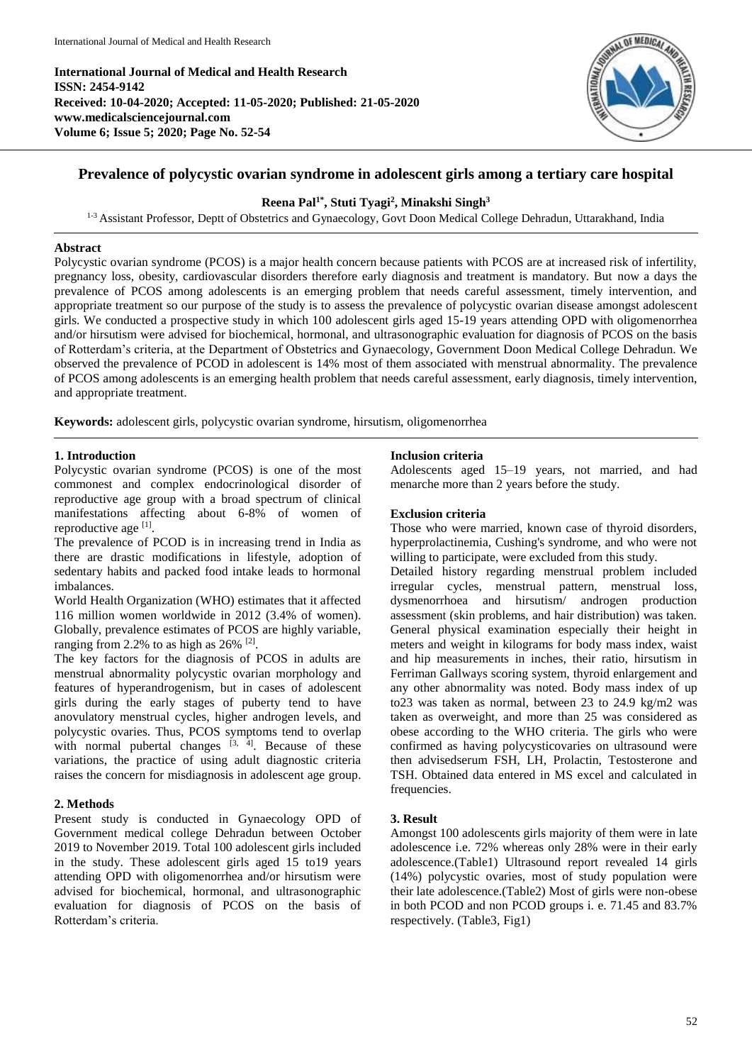**International Journal of Medical and Health Research**
**ISSN: 2454-9142**
**Received: 10-04-2020; Accepted: 11-05-2020; Published: 21-05-2020**
**www.medicalsciencejournal.com**
**Volume 6; Issue 5; 2020; Page No. 52-54**

# Prevalence of polycystic ovarian syndrome in adolescent girls among a tertiary care hospital

**Reena Pal[1*], Stuti Tyagi[2], Minakshi Singh[3]**

[1-3] Assistant Professor, Deptt of Obstetrics and Gynaecology, Govt Doon Medical College Dehradun, Uttarakhand, India

## Abstract

Polycystic ovarian syndrome (PCOS) is a major health concern because patients with PCOS are at increased risk of infertility, pregnancy loss, obesity, cardiovascular disorders therefore early diagnosis and treatment is mandatory. But now a days the prevalence of PCOS among adolescents is an emerging problem that needs careful assessment, timely intervention, and appropriate treatment so our purpose of the study is to assess the prevalence of polycystic ovarian disease amongst adolescent girls. We conducted a prospective study in which 100 adolescent girls aged 15-19 years attending OPD with oligomenorrhea and/or hirsutism were advised for biochemical, hormonal, and ultrasonographic evaluation for diagnosis of PCOS on the basis of Rotterdam's criteria, at the Department of Obstetrics and Gynaecology, Government Doon Medical College Dehradun. We observed the prevalence of PCOD in adolescent is 14% most of them associated with menstrual abnormality. The prevalence of PCOS among adolescents is an emerging health problem that needs careful assessment, early diagnosis, timely intervention, and appropriate treatment.

**Keywords:** adolescent girls, polycystic ovarian syndrome, hirsutism, oligomenorrhea

## 1. Introduction

Polycystic ovarian syndrome (PCOS) is one of the most commonest and complex endocrinological disorder of reproductive age group with a broad spectrum of clinical manifestations affecting about 6-8% of women of reproductive age [1].

The prevalence of PCOD is in increasing trend in India as there are drastic modifications in lifestyle, adoption of sedentary habits and packed food intake leads to hormonal imbalances.

World Health Organization (WHO) estimates that it affected 116 million women worldwide in 2012 (3.4% of women). Globally, prevalence estimates of PCOS are highly variable, ranging from 2.2% to as high as 26% [2].

The key factors for the diagnosis of PCOS in adults are menstrual abnormality polycystic ovarian morphology and features of hyperandrogenism, but in cases of adolescent girls during the early stages of puberty tend to have anovulatory menstrual cycles, higher androgen levels, and polycystic ovaries. Thus, PCOS symptoms tend to overlap with normal pubertal changes [3, 4]. Because of these variations, the practice of using adult diagnostic criteria raises the concern for misdiagnosis in adolescent age group.

## 2. Methods

Present study is conducted in Gynaecology OPD of Government medical college Dehradun between October 2019 to November 2019. Total 100 adolescent girls included in the study. These adolescent girls aged 15 to19 years attending OPD with oligomenorrhea and/or hirsutism were advised for biochemical, hormonal, and ultrasonographic evaluation for diagnosis of PCOS on the basis of Rotterdam's criteria.

### Inclusion criteria

Adolescents aged 15–19 years, not married, and had menarche more than 2 years before the study.

### Exclusion criteria

Those who were married, known case of thyroid disorders, hyperprolactinemia, Cushing's syndrome, and who were not willing to participate, were excluded from this study.

Detailed history regarding menstrual problem included irregular cycles, menstrual pattern, menstrual loss, dysmenorrhoea and hirsutism/ androgen production assessment (skin problems, and hair distribution) was taken. General physical examination especially their height in meters and weight in kilograms for body mass index, waist and hip measurements in inches, their ratio, hirsutism in Ferriman Gallways scoring system, thyroid enlargement and any other abnormality was noted. Body mass index of up to23 was taken as normal, between 23 to 24.9 kg/m2 was taken as overweight, and more than 25 was considered as obese according to the WHO criteria. The girls who were confirmed as having polycysticovaries on ultrasound were then advisedserum FSH, LH, Prolactin, Testosterone and TSH. Obtained data entered in MS excel and calculated in frequencies.

## 3. Result

Amongst 100 adolescents girls majority of them were in late adolescence i.e. 72% whereas only 28% were in their early adolescence.(Table1) Ultrasound report revealed 14 girls (14%) polycystic ovaries, most of study population were their late adolescence.(Table2) Most of girls were non-obese in both PCOD and non PCOD groups i. e. 71.45 and 83.7% respectively. (Table3, Fig1)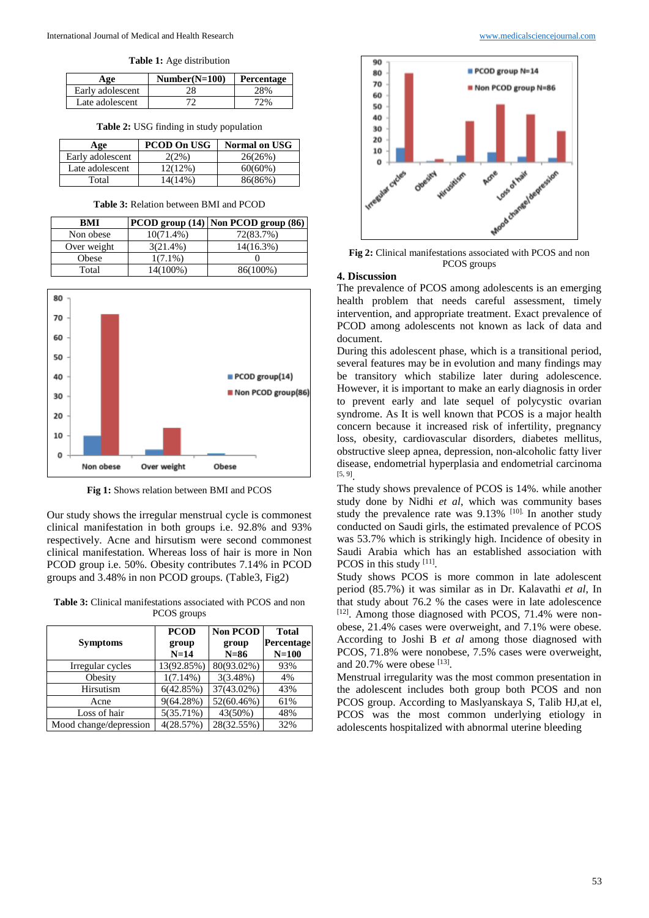**Table 1:** Age distribution

| Age | Number(N=100) | Percentage |
|---|---|---|
| Early adolescent | 28 | 28% |
| Late adolescent | 72 | 72% |

**Table 2:** USG finding in study population

| Age | PCOD On USG | Normal on USG |
|---|---|---|
| Early adolescent | 2(2%) | 26(26%) |
| Late adolescent | 12(12%) | 60(60%) |
| Total | 14(14%) | 86(86%) |

**Table 3:** Relation between BMI and PCOD

| BMI | PCOD group (14) | Non PCOD group (86) |
|---|---|---|
| Non obese | 10(71.4%) | 72(83.7%) |
| Over weight | 3(21.4%) | 14(16.3%) |
| Obese | 1(7.1%) | 0 |
| Total | 14(100%) | 86(100%) |

**Fig 1:** Shows relation between BMI and PCOS

Our study shows the irregular menstrual cycle is commonest clinical manifestation in both groups i.e. 92.8% and 93% respectively. Acne and hirsutism were second commonest clinical manifestation. Whereas loss of hair is more in Non PCOD group i.e. 50%. Obesity contributes 7.14% in PCOD groups and 3.48% in non PCOD groups. (Table3, Fig2)

**Table 3:** Clinical manifestations associated with PCOS and non PCOS groups

| Symptoms | PCOD group N=14 | Non PCOD group N=86 | Total Percentage N=100 |
|---|---|---|---|
| Irregular cycles | 13(92.85%) | 80(93.02%) | 93% |
| Obesity | 1(7.14%) | 3(3.48%) | 4% |
| Hirsutism | 6(42.85%) | 37(43.02%) | 43% |
| Acne | 9(64.28%) | 52(60.46%) | 61% |
| Loss of hair | 5(35.71%) | 43(50%) | 48% |
| Mood change/depression | 4(28.57%) | 28(32.55%) | 32% |

**Fig 2:** Clinical manifestations associated with PCOS and non PCOS groups

## 4. Discussion

The prevalence of PCOS among adolescents is an emerging health problem that needs careful assessment, timely intervention, and appropriate treatment. Exact prevalence of PCOD among adolescents not known as lack of data and document.

During this adolescent phase, which is a transitional period, several features may be in evolution and many findings may be transitory which stabilize later during adolescence. However, it is important to make an early diagnosis in order to prevent early and late sequel of polycystic ovarian syndrome. As It is well known that PCOS is a major health concern because it increased risk of infertility, pregnancy loss, obesity, cardiovascular disorders, diabetes mellitus, obstructive sleep apnea, depression, non-alcoholic fatty liver disease, endometrial hyperplasia and endometrial carcinoma [5, 9].

The study shows prevalence of PCOS is 14%. while another study done by Nidhi *et al*, which was community bases study the prevalence rate was 9.13% [10]. In another study conducted on Saudi girls, the estimated prevalence of PCOS was 53.7% which is strikingly high. Incidence of obesity in Saudi Arabia which has an established association with PCOS in this study [11].

Study shows PCOS is more common in late adolescent period (85.7%) it was similar as in Dr. Kalavathi *et al*, In that study about 76.2 % the cases were in late adolescence [12]. Among those diagnosed with PCOS, 71.4% were non-obese, 21.4% cases were overweight, and 7.1% were obese. According to Joshi B *et al* among those diagnosed with PCOS, 71.8% were nonobese, 7.5% cases were overweight, and 20.7% were obese [13].

Menstrual irregularity was the most common presentation in the adolescent includes both group both PCOS and non PCOS group. According to Maslyanskaya S, Talib HJ,at el, PCOS was the most common underlying etiology in adolescents hospitalized with abnormal uterine bleeding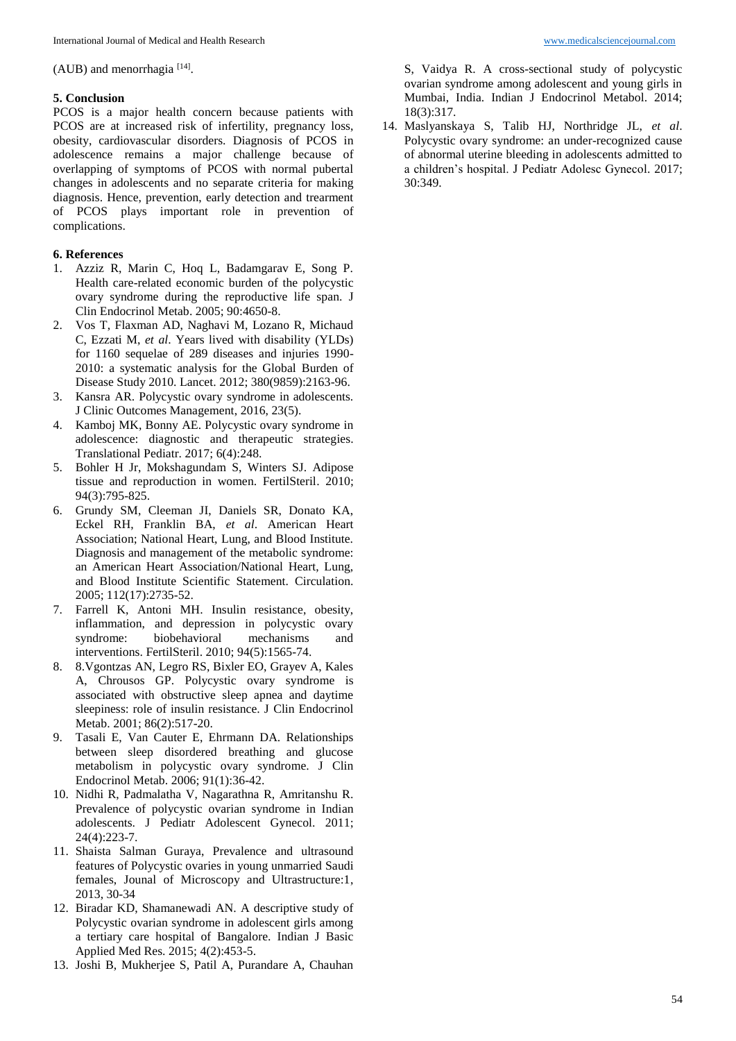(AUB) and menorrhagia [14].

### 5. Conclusion

PCOS is a major health concern because patients with PCOS are at increased risk of infertility, pregnancy loss, obesity, cardiovascular disorders. Diagnosis of PCOS in adolescence remains a major challenge because of overlapping of symptoms of PCOS with normal pubertal changes in adolescents and no separate criteria for making diagnosis. Hence, prevention, early detection and trearment of PCOS plays important role in prevention of complications.

### 6. References

1. Azziz R, Marin C, Hoq L, Badamgarav E, Song P. Health care-related economic burden of the polycystic ovary syndrome during the reproductive life span. J Clin Endocrinol Metab. 2005; 90:4650-8.
2. Vos T, Flaxman AD, Naghavi M, Lozano R, Michaud C, Ezzati M, *et al*. Years lived with disability (YLDs) for 1160 sequelae of 289 diseases and injuries 1990-2010: a systematic analysis for the Global Burden of Disease Study 2010. Lancet. 2012; 380(9859):2163-96.
3. Kansra AR. Polycystic ovary syndrome in adolescents. J Clinic Outcomes Management, 2016, 23(5).
4. Kamboj MK, Bonny AE. Polycystic ovary syndrome in adolescence: diagnostic and therapeutic strategies. Translational Pediatr. 2017; 6(4):248.
5. Bohler H Jr, Mokshagundam S, Winters SJ. Adipose tissue and reproduction in women. FertilSteril. 2010; 94(3):795-825.
6. Grundy SM, Cleeman JI, Daniels SR, Donato KA, Eckel RH, Franklin BA, *et al*. American Heart Association; National Heart, Lung, and Blood Institute. Diagnosis and management of the metabolic syndrome: an American Heart Association/National Heart, Lung, and Blood Institute Scientific Statement. Circulation. 2005; 112(17):2735-52.
7. Farrell K, Antoni MH. Insulin resistance, obesity, inflammation, and depression in polycystic ovary syndrome: biobehavioral mechanisms and interventions. FertilSteril. 2010; 94(5):1565-74.
8. 8.Vgontzas AN, Legro RS, Bixler EO, Grayev A, Kales A, Chrousos GP. Polycystic ovary syndrome is associated with obstructive sleep apnea and daytime sleepiness: role of insulin resistance. J Clin Endocrinol Metab. 2001; 86(2):517-20.
9. Tasali E, Van Cauter E, Ehrmann DA. Relationships between sleep disordered breathing and glucose metabolism in polycystic ovary syndrome. J Clin Endocrinol Metab. 2006; 91(1):36-42.
10. Nidhi R, Padmalatha V, Nagarathna R, Amritanshu R. Prevalence of polycystic ovarian syndrome in Indian adolescents. J Pediatr Adolescent Gynecol. 2011; 24(4):223-7.
11. Shaista Salman Guraya, Prevalence and ultrasound features of Polycystic ovaries in young unmarried Saudi females, Jounal of Microscopy and Ultrastructure:1, 2013, 30-34
12. Biradar KD, Shamanewadi AN. A descriptive study of Polycystic ovarian syndrome in adolescent girls among a tertiary care hospital of Bangalore. Indian J Basic Applied Med Res. 2015; 4(2):453-5.
13. Joshi B, Mukherjee S, Patil A, Purandare A, Chauhan S, Vaidya R. A cross-sectional study of polycystic ovarian syndrome among adolescent and young girls in Mumbai, India. Indian J Endocrinol Metabol. 2014; 18(3):317.
14. Maslyanskaya S, Talib HJ, Northridge JL, *et al*. Polycystic ovary syndrome: an under-recognized cause of abnormal uterine bleeding in adolescents admitted to a children's hospital. J Pediatr Adolesc Gynecol. 2017; 30:349.